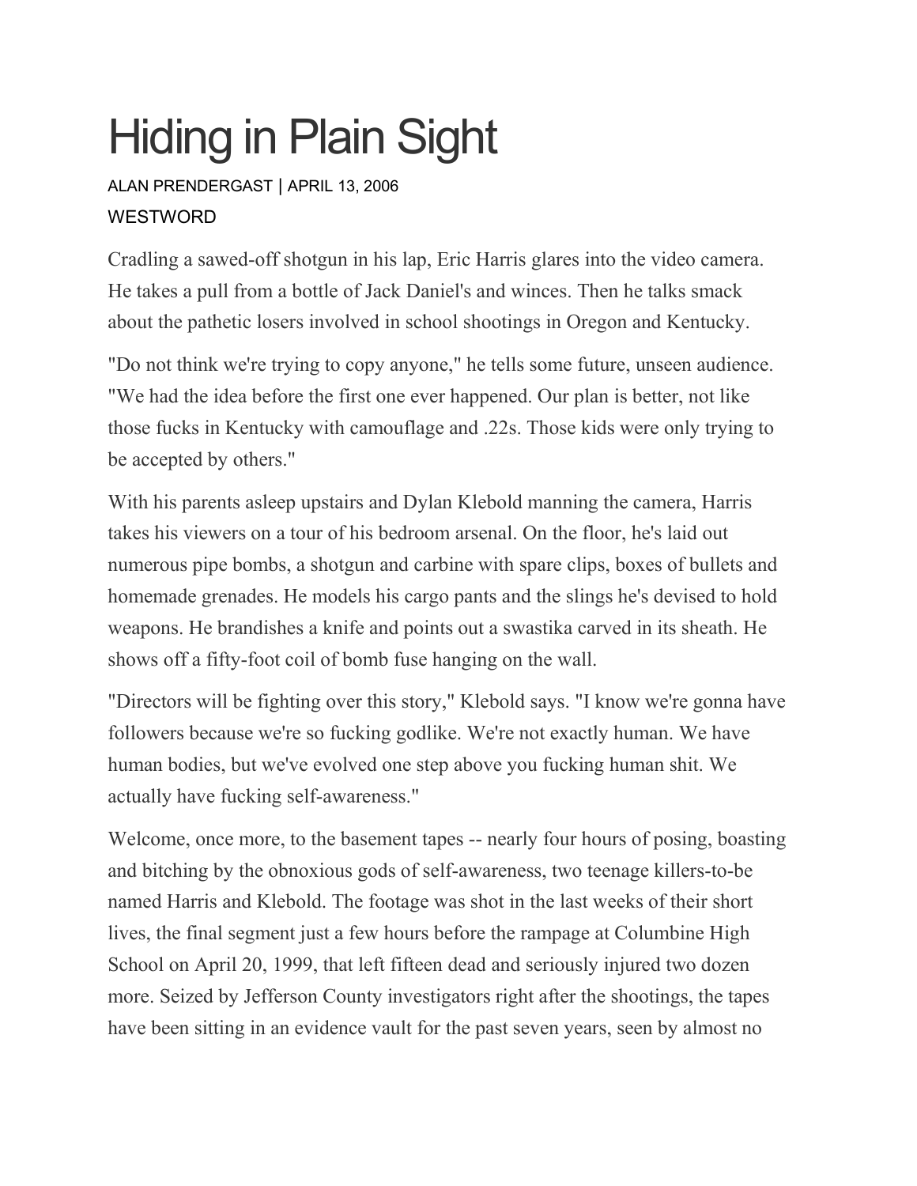# Hiding in Plain Sight

ALAN PRENDERGAST | APRIL 13, 2006

WESTWORD

Cradling a sawed-off shotgun in his lap, Eric Harris glares into the video camera. He takes a pull from a bottle of Jack Daniel's and winces. Then he talks smack about the pathetic losers involved in school shootings in Oregon and Kentucky.

"Do not think we're trying to copy anyone," he tells some future, unseen audience. "We had the idea before the first one ever happened. Our plan is better, not like those fucks in Kentucky with camouflage and .22s. Those kids were only trying to be accepted by others."

With his parents asleep upstairs and Dylan Klebold manning the camera, Harris takes his viewers on a tour of his bedroom arsenal. On the floor, he's laid out numerous pipe bombs, a shotgun and carbine with spare clips, boxes of bullets and homemade grenades. He models his cargo pants and the slings he's devised to hold weapons. He brandishes a knife and points out a swastika carved in its sheath. He shows off a fifty-foot coil of bomb fuse hanging on the wall.

"Directors will be fighting over this story," Klebold says. "I know we're gonna have followers because we're so fucking godlike. We're not exactly human. We have human bodies, but we've evolved one step above you fucking human shit. We actually have fucking self-awareness."

Welcome, once more, to the basement tapes -- nearly four hours of posing, boasting and bitching by the obnoxious gods of self-awareness, two teenage killers-to-be named Harris and Klebold. The footage was shot in the last weeks of their short lives, the final segment just a few hours before the rampage at Columbine High School on April 20, 1999, that left fifteen dead and seriously injured two dozen more. Seized by Jefferson County investigators right after the shootings, the tapes have been sitting in an evidence vault for the past seven years, seen by almost no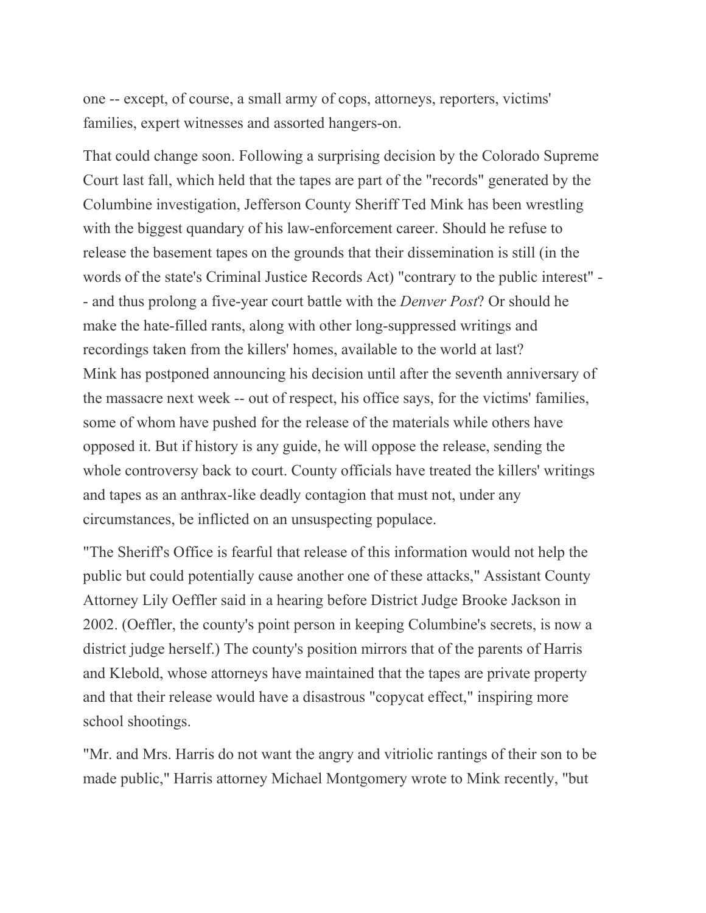one -- except, of course, a small army of cops, attorneys, reporters, victims' families, expert witnesses and assorted hangers-on.

That could change soon. Following a surprising decision by the Colorado Supreme Court last fall, which held that the tapes are part of the "records" generated by the Columbine investigation, Jefferson County Sheriff Ted Mink has been wrestling with the biggest quandary of his law-enforcement career. Should he refuse to release the basement tapes on the grounds that their dissemination is still (in the words of the state's Criminal Justice Records Act) "contrary to the public interest" -- and thus prolong a five-year court battle with the *Denver Post*? Or should he make the hate-filled rants, along with other long-suppressed writings and recordings taken from the killers' homes, available to the world at last?
Mink has postponed announcing his decision until after the seventh anniversary of the massacre next week -- out of respect, his office says, for the victims' families, some of whom have pushed for the release of the materials while others have opposed it. But if history is any guide, he will oppose the release, sending the whole controversy back to court. County officials have treated the killers' writings and tapes as an anthrax-like deadly contagion that must not, under any circumstances, be inflicted on an unsuspecting populace.

"The Sheriff's Office is fearful that release of this information would not help the public but could potentially cause another one of these attacks," Assistant County Attorney Lily Oeffler said in a hearing before District Judge Brooke Jackson in 2002. (Oeffler, the county's point person in keeping Columbine's secrets, is now a district judge herself.) The county's position mirrors that of the parents of Harris and Klebold, whose attorneys have maintained that the tapes are private property and that their release would have a disastrous "copycat effect," inspiring more school shootings.

"Mr. and Mrs. Harris do not want the angry and vitriolic rantings of their son to be made public," Harris attorney Michael Montgomery wrote to Mink recently, "but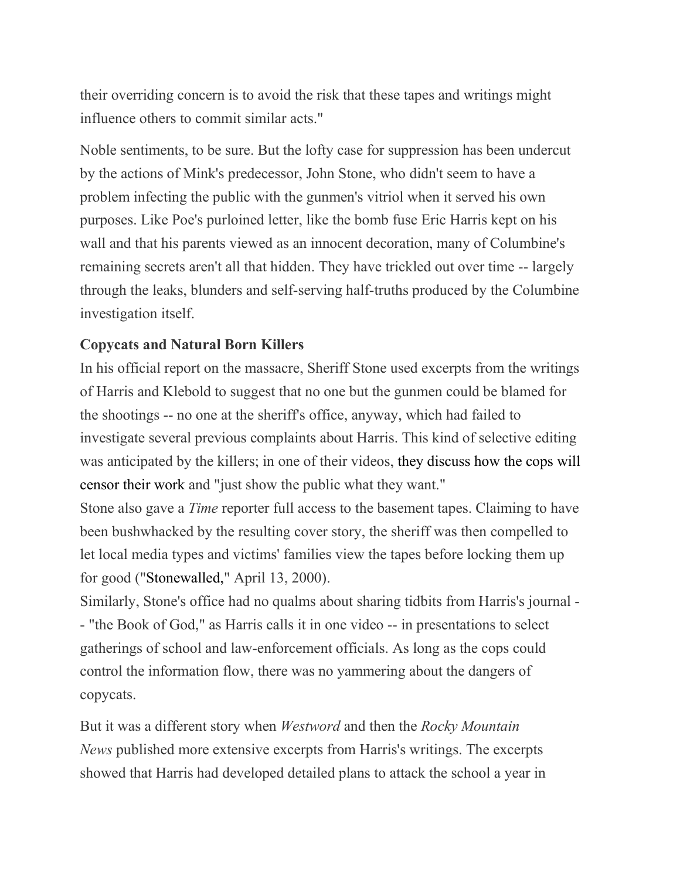their overriding concern is to avoid the risk that these tapes and writings might influence others to commit similar acts."

Noble sentiments, to be sure. But the lofty case for suppression has been undercut by the actions of Mink's predecessor, John Stone, who didn't seem to have a problem infecting the public with the gunmen's vitriol when it served his own purposes. Like Poe's purloined letter, like the bomb fuse Eric Harris kept on his wall and that his parents viewed as an innocent decoration, many of Columbine's remaining secrets aren't all that hidden. They have trickled out over time -- largely through the leaks, blunders and self-serving half-truths produced by the Columbine investigation itself.

**Copycats and Natural Born Killers**

In his official report on the massacre, Sheriff Stone used excerpts from the writings of Harris and Klebold to suggest that no one but the gunmen could be blamed for the shootings -- no one at the sheriff's office, anyway, which had failed to investigate several previous complaints about Harris. This kind of selective editing was anticipated by the killers; in one of their videos, they discuss how the cops will censor their work and "just show the public what they want."

Stone also gave a *Time* reporter full access to the basement tapes. Claiming to have been bushwhacked by the resulting cover story, the sheriff was then compelled to let local media types and victims' families view the tapes before locking them up for good ("Stonewalled," April 13, 2000).

Similarly, Stone's office had no qualms about sharing tidbits from Harris's journal -- "the Book of God," as Harris calls it in one video -- in presentations to select gatherings of school and law-enforcement officials. As long as the cops could control the information flow, there was no yammering about the dangers of copycats.

But it was a different story when *Westword* and then the *Rocky Mountain News* published more extensive excerpts from Harris's writings. The excerpts showed that Harris had developed detailed plans to attack the school a year in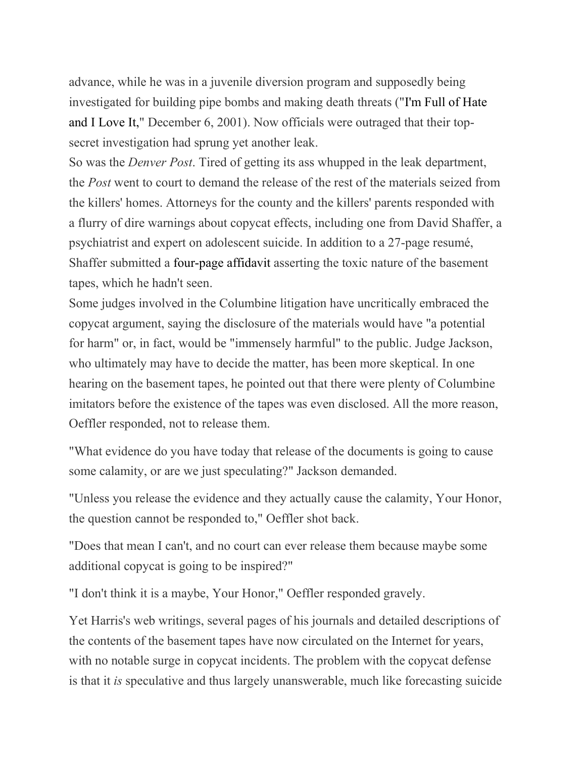advance, while he was in a juvenile diversion program and supposedly being investigated for building pipe bombs and making death threats ("I'm Full of Hate and I Love It," December 6, 2001). Now officials were outraged that their top-secret investigation had sprung yet another leak.

So was the *Denver Post*. Tired of getting its ass whupped in the leak department, the *Post* went to court to demand the release of the rest of the materials seized from the killers' homes. Attorneys for the county and the killers' parents responded with a flurry of dire warnings about copycat effects, including one from David Shaffer, a psychiatrist and expert on adolescent suicide. In addition to a 27-page resumé, Shaffer submitted a four-page affidavit asserting the toxic nature of the basement tapes, which he hadn't seen.

Some judges involved in the Columbine litigation have uncritically embraced the copycat argument, saying the disclosure of the materials would have "a potential for harm" or, in fact, would be "immensely harmful" to the public. Judge Jackson, who ultimately may have to decide the matter, has been more skeptical. In one hearing on the basement tapes, he pointed out that there were plenty of Columbine imitators before the existence of the tapes was even disclosed. All the more reason, Oeffler responded, not to release them.

"What evidence do you have today that release of the documents is going to cause some calamity, or are we just speculating?" Jackson demanded.

"Unless you release the evidence and they actually cause the calamity, Your Honor, the question cannot be responded to," Oeffler shot back.

"Does that mean I can't, and no court can ever release them because maybe some additional copycat is going to be inspired?"

"I don't think it is a maybe, Your Honor," Oeffler responded gravely.

Yet Harris's web writings, several pages of his journals and detailed descriptions of the contents of the basement tapes have now circulated on the Internet for years, with no notable surge in copycat incidents. The problem with the copycat defense is that it *is* speculative and thus largely unanswerable, much like forecasting suicide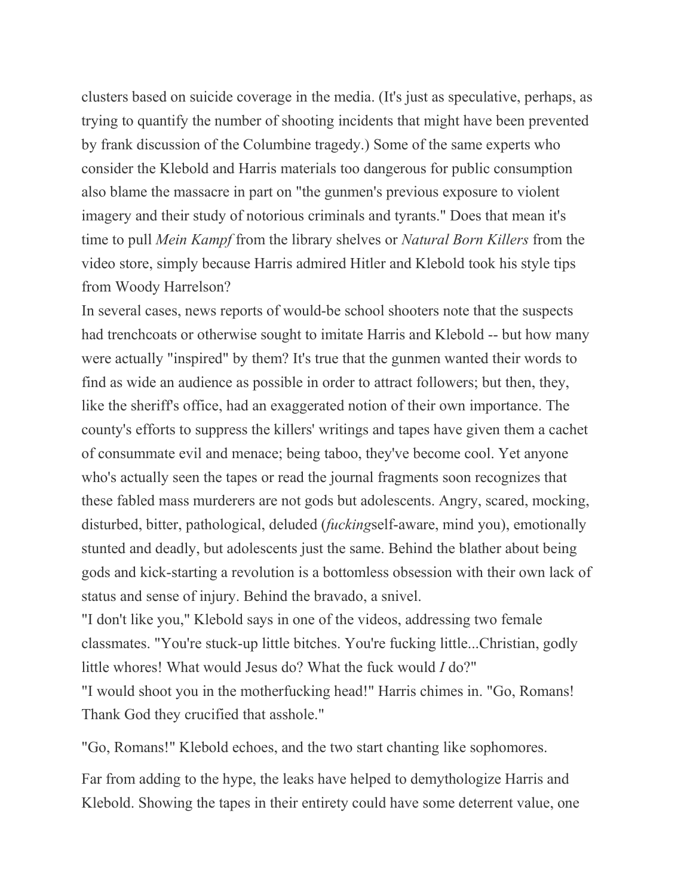clusters based on suicide coverage in the media. (It's just as speculative, perhaps, as trying to quantify the number of shooting incidents that might have been prevented by frank discussion of the Columbine tragedy.) Some of the same experts who consider the Klebold and Harris materials too dangerous for public consumption also blame the massacre in part on "the gunmen's previous exposure to violent imagery and their study of notorious criminals and tyrants." Does that mean it's time to pull *Mein Kampf* from the library shelves or *Natural Born Killers* from the video store, simply because Harris admired Hitler and Klebold took his style tips from Woody Harrelson?

In several cases, news reports of would-be school shooters note that the suspects had trenchcoats or otherwise sought to imitate Harris and Klebold -- but how many were actually "inspired" by them? It's true that the gunmen wanted their words to find as wide an audience as possible in order to attract followers; but then, they, like the sheriff's office, had an exaggerated notion of their own importance. The county's efforts to suppress the killers' writings and tapes have given them a cachet of consummate evil and menace; being taboo, they've become cool. Yet anyone who's actually seen the tapes or read the journal fragments soon recognizes that these fabled mass murderers are not gods but adolescents. Angry, scared, mocking, disturbed, bitter, pathological, deluded (*fucking*self-aware, mind you), emotionally stunted and deadly, but adolescents just the same. Behind the blather about being gods and kick-starting a revolution is a bottomless obsession with their own lack of status and sense of injury. Behind the bravado, a snivel.

"I don't like you," Klebold says in one of the videos, addressing two female classmates. "You're stuck-up little bitches. You're fucking little...Christian, godly little whores! What would Jesus do? What the fuck would *I* do?"

"I would shoot you in the motherfucking head!" Harris chimes in. "Go, Romans! Thank God they crucified that asshole."

"Go, Romans!" Klebold echoes, and the two start chanting like sophomores.

Far from adding to the hype, the leaks have helped to demythologize Harris and Klebold. Showing the tapes in their entirety could have some deterrent value, one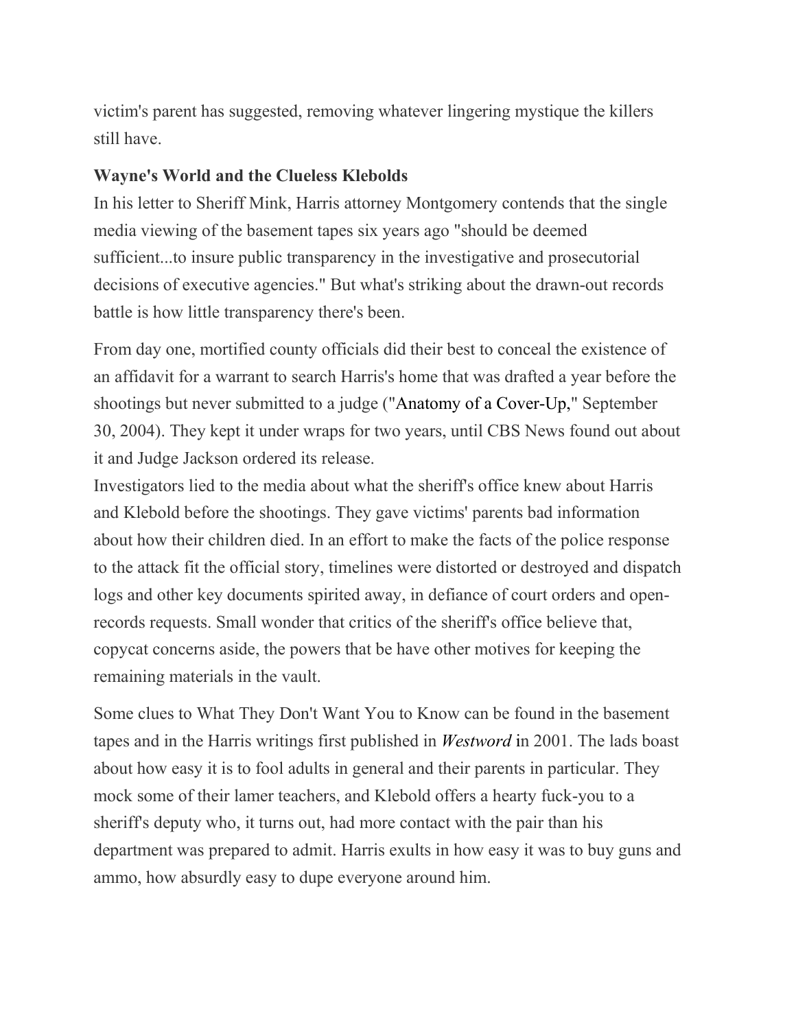victim's parent has suggested, removing whatever lingering mystique the killers still have.

**Wayne's World and the Clueless Klebolds**

In his letter to Sheriff Mink, Harris attorney Montgomery contends that the single media viewing of the basement tapes six years ago "should be deemed sufficient...to insure public transparency in the investigative and prosecutorial decisions of executive agencies." But what's striking about the drawn-out records battle is how little transparency there's been.

From day one, mortified county officials did their best to conceal the existence of an affidavit for a warrant to search Harris's home that was drafted a year before the shootings but never submitted to a judge ("Anatomy of a Cover-Up," September 30, 2004). They kept it under wraps for two years, until CBS News found out about it and Judge Jackson ordered its release.

Investigators lied to the media about what the sheriff's office knew about Harris and Klebold before the shootings. They gave victims' parents bad information about how their children died. In an effort to make the facts of the police response to the attack fit the official story, timelines were distorted or destroyed and dispatch logs and other key documents spirited away, in defiance of court orders and open-records requests. Small wonder that critics of the sheriff's office believe that, copycat concerns aside, the powers that be have other motives for keeping the remaining materials in the vault.

Some clues to What They Don't Want You to Know can be found in the basement tapes and in the Harris writings first published in *Westword* in 2001. The lads boast about how easy it is to fool adults in general and their parents in particular. They mock some of their lamer teachers, and Klebold offers a hearty fuck-you to a sheriff's deputy who, it turns out, had more contact with the pair than his department was prepared to admit. Harris exults in how easy it was to buy guns and ammo, how absurdly easy to dupe everyone around him.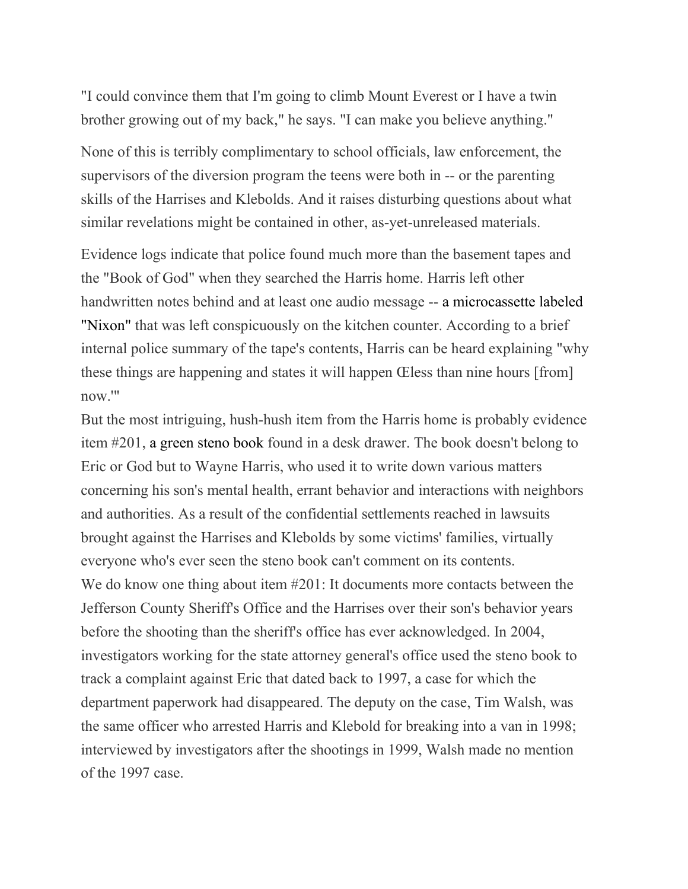"I could convince them that I'm going to climb Mount Everest or I have a twin brother growing out of my back," he says. "I can make you believe anything."

None of this is terribly complimentary to school officials, law enforcement, the supervisors of the diversion program the teens were both in -- or the parenting skills of the Harrises and Klebolds. And it raises disturbing questions about what similar revelations might be contained in other, as-yet-unreleased materials.

Evidence logs indicate that police found much more than the basement tapes and the "Book of God" when they searched the Harris home. Harris left other handwritten notes behind and at least one audio message -- a microcassette labeled "Nixon" that was left conspicuously on the kitchen counter. According to a brief internal police summary of the tape's contents, Harris can be heard explaining "why these things are happening and states it will happen Œless than nine hours [from] now.'"

But the most intriguing, hush-hush item from the Harris home is probably evidence item #201, a green steno book found in a desk drawer. The book doesn't belong to Eric or God but to Wayne Harris, who used it to write down various matters concerning his son's mental health, errant behavior and interactions with neighbors and authorities. As a result of the confidential settlements reached in lawsuits brought against the Harrises and Klebolds by some victims' families, virtually everyone who's ever seen the steno book can't comment on its contents.

We do know one thing about item #201: It documents more contacts between the Jefferson County Sheriff's Office and the Harrises over their son's behavior years before the shooting than the sheriff's office has ever acknowledged. In 2004, investigators working for the state attorney general's office used the steno book to track a complaint against Eric that dated back to 1997, a case for which the department paperwork had disappeared. The deputy on the case, Tim Walsh, was the same officer who arrested Harris and Klebold for breaking into a van in 1998; interviewed by investigators after the shootings in 1999, Walsh made no mention of the 1997 case.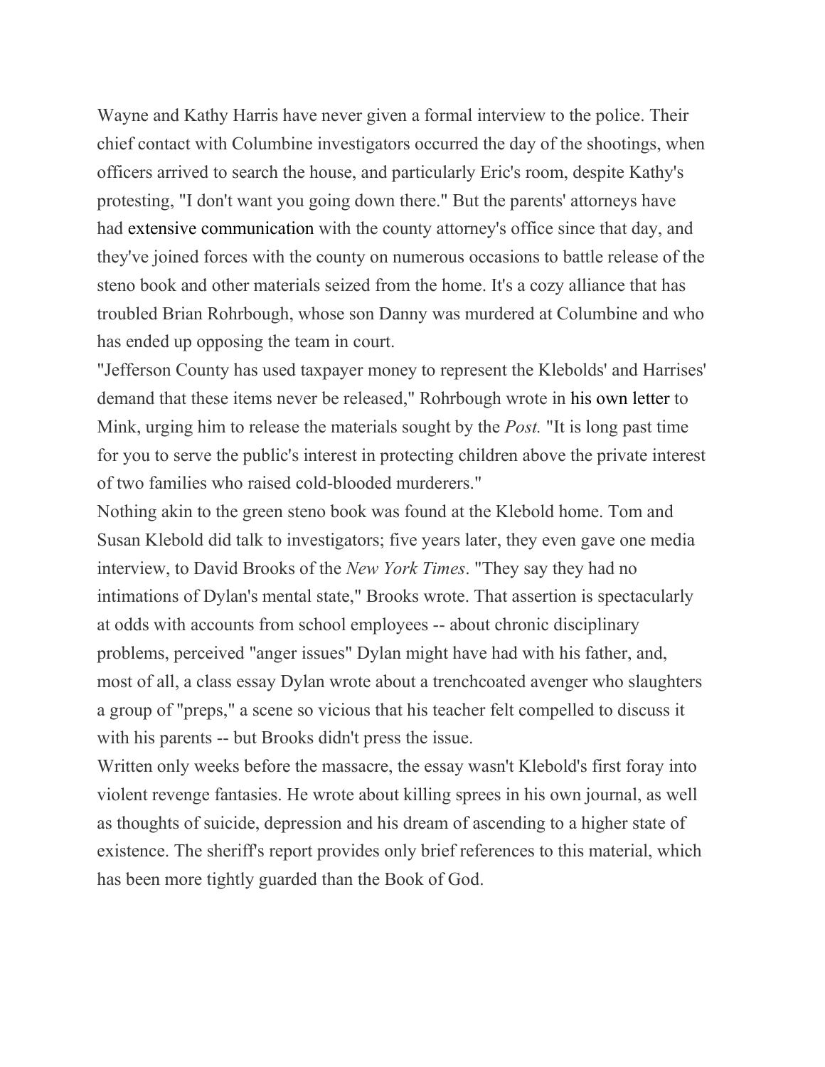Wayne and Kathy Harris have never given a formal interview to the police. Their chief contact with Columbine investigators occurred the day of the shootings, when officers arrived to search the house, and particularly Eric's room, despite Kathy's protesting, "I don't want you going down there." But the parents' attorneys have had extensive communication with the county attorney's office since that day, and they've joined forces with the county on numerous occasions to battle release of the steno book and other materials seized from the home. It's a cozy alliance that has troubled Brian Rohrbough, whose son Danny was murdered at Columbine and who has ended up opposing the team in court.

"Jefferson County has used taxpayer money to represent the Klebolds' and Harrises' demand that these items never be released," Rohrbough wrote in his own letter to Mink, urging him to release the materials sought by the *Post.* "It is long past time for you to serve the public's interest in protecting children above the private interest of two families who raised cold-blooded murderers."

Nothing akin to the green steno book was found at the Klebold home. Tom and Susan Klebold did talk to investigators; five years later, they even gave one media interview, to David Brooks of the *New York Times*. "They say they had no intimations of Dylan's mental state," Brooks wrote. That assertion is spectacularly at odds with accounts from school employees -- about chronic disciplinary problems, perceived "anger issues" Dylan might have had with his father, and, most of all, a class essay Dylan wrote about a trenchcoated avenger who slaughters a group of "preps," a scene so vicious that his teacher felt compelled to discuss it with his parents -- but Brooks didn't press the issue.

Written only weeks before the massacre, the essay wasn't Klebold's first foray into violent revenge fantasies. He wrote about killing sprees in his own journal, as well as thoughts of suicide, depression and his dream of ascending to a higher state of existence. The sheriff's report provides only brief references to this material, which has been more tightly guarded than the Book of God.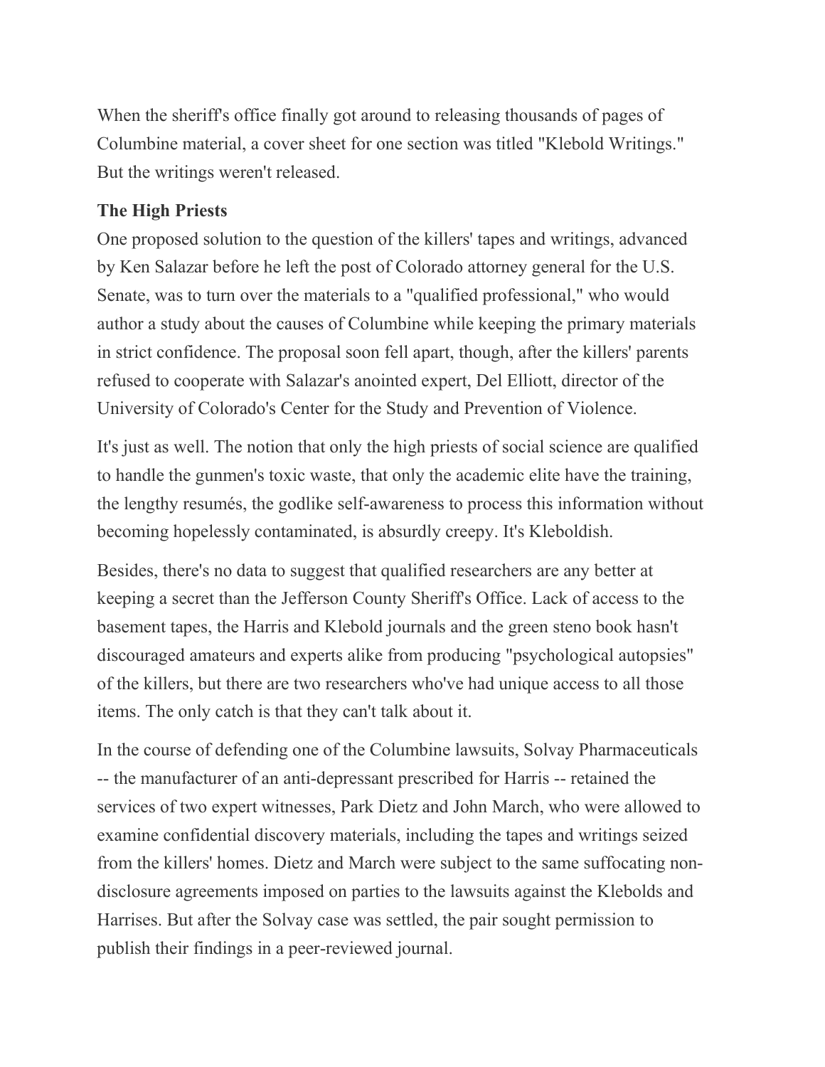When the sheriff's office finally got around to releasing thousands of pages of Columbine material, a cover sheet for one section was titled "Klebold Writings." But the writings weren't released.

**The High Priests**

One proposed solution to the question of the killers' tapes and writings, advanced by Ken Salazar before he left the post of Colorado attorney general for the U.S. Senate, was to turn over the materials to a "qualified professional," who would author a study about the causes of Columbine while keeping the primary materials in strict confidence. The proposal soon fell apart, though, after the killers' parents refused to cooperate with Salazar's anointed expert, Del Elliott, director of the University of Colorado's Center for the Study and Prevention of Violence.

It's just as well. The notion that only the high priests of social science are qualified to handle the gunmen's toxic waste, that only the academic elite have the training, the lengthy resumés, the godlike self-awareness to process this information without becoming hopelessly contaminated, is absurdly creepy. It's Kleboldish.

Besides, there's no data to suggest that qualified researchers are any better at keeping a secret than the Jefferson County Sheriff's Office. Lack of access to the basement tapes, the Harris and Klebold journals and the green steno book hasn't discouraged amateurs and experts alike from producing "psychological autopsies" of the killers, but there are two researchers who've had unique access to all those items. The only catch is that they can't talk about it.

In the course of defending one of the Columbine lawsuits, Solvay Pharmaceuticals -- the manufacturer of an anti-depressant prescribed for Harris -- retained the services of two expert witnesses, Park Dietz and John March, who were allowed to examine confidential discovery materials, including the tapes and writings seized from the killers' homes. Dietz and March were subject to the same suffocating non-disclosure agreements imposed on parties to the lawsuits against the Klebolds and Harrises. But after the Solvay case was settled, the pair sought permission to publish their findings in a peer-reviewed journal.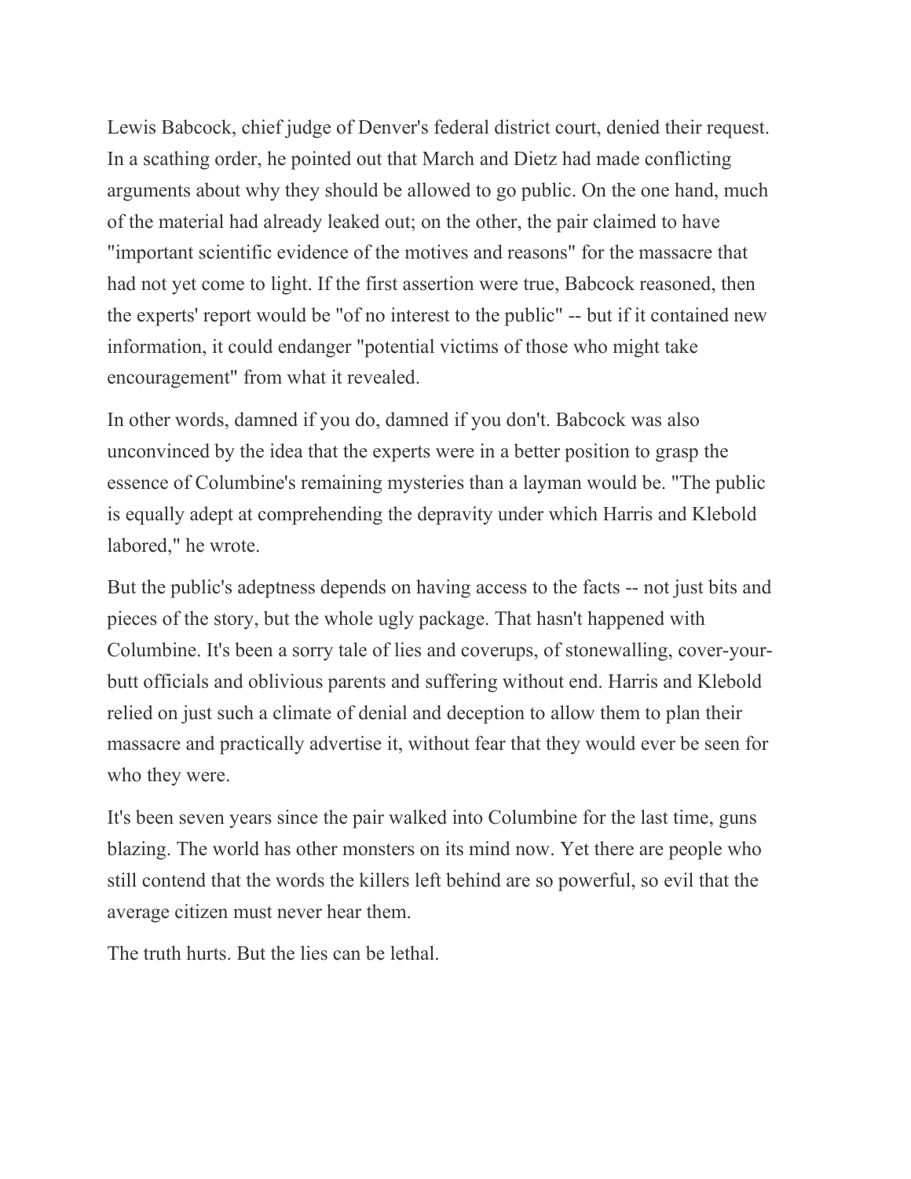Lewis Babcock, chief judge of Denver's federal district court, denied their request. In a scathing order, he pointed out that March and Dietz had made conflicting arguments about why they should be allowed to go public. On the one hand, much of the material had already leaked out; on the other, the pair claimed to have "important scientific evidence of the motives and reasons" for the massacre that had not yet come to light. If the first assertion were true, Babcock reasoned, then the experts' report would be "of no interest to the public" -- but if it contained new information, it could endanger "potential victims of those who might take encouragement" from what it revealed.

In other words, damned if you do, damned if you don't. Babcock was also unconvinced by the idea that the experts were in a better position to grasp the essence of Columbine's remaining mysteries than a layman would be. "The public is equally adept at comprehending the depravity under which Harris and Klebold labored," he wrote.

But the public's adeptness depends on having access to the facts -- not just bits and pieces of the story, but the whole ugly package. That hasn't happened with Columbine. It's been a sorry tale of lies and coverups, of stonewalling, cover-your-butt officials and oblivious parents and suffering without end. Harris and Klebold relied on just such a climate of denial and deception to allow them to plan their massacre and practically advertise it, without fear that they would ever be seen for who they were.

It's been seven years since the pair walked into Columbine for the last time, guns blazing. The world has other monsters on its mind now. Yet there are people who still contend that the words the killers left behind are so powerful, so evil that the average citizen must never hear them.

The truth hurts. But the lies can be lethal.